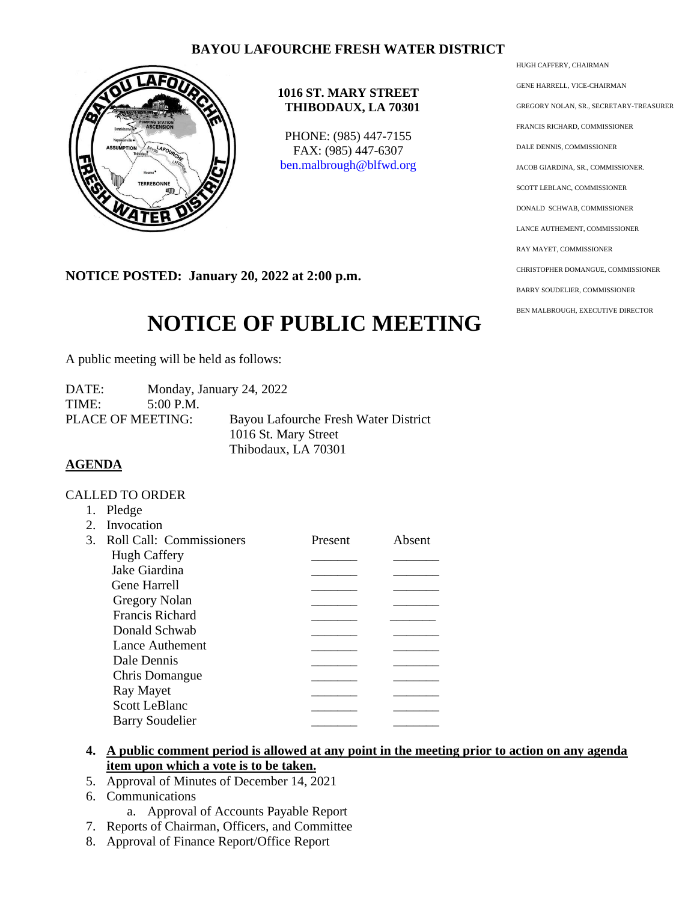**BAYOU LAFOURCHE FRESH WATER DISTRICT**

**1016 ST. MARY STREET**
**THIBODAUX, LA 70301**

PHONE: (985) 447-7155
FAX: (985) 447-6307
ben.malbrough@blfwd.org

HUGH CAFFERY, CHAIRMAN
GENE HARRELL, VICE-CHAIRMAN
GREGORY NOLAN, SR., SECRETARY-TREASURER
FRANCIS RICHARD, COMMISSIONER
DALE DENNIS, COMMISSIONER
JACOB GIARDINA, SR., COMMISSIONER.
SCOTT LEBLANC, COMMISSIONER
DONALD SCHWAB, COMMISSIONER
LANCE AUTHEMENT, COMMISSIONER
RAY MAYET, COMMISSIONER
CHRISTOPHER DOMANGUE, COMMISSIONER
BARRY SOUDELIER, COMMISSIONER
BEN MALBROUGH, EXECUTIVE DIRECTOR

**NOTICE POSTED: January 20, 2022 at 2:00 p.m.**

# NOTICE OF PUBLIC MEETING

A public meeting will be held as follows:

DATE: Monday, January 24, 2022
TIME: 5:00 P.M.
PLACE OF MEETING: Bayou Lafourche Fresh Water District
1016 St. Mary Street
Thibodaux, LA 70301

**AGENDA**

CALLED TO ORDER

1. Pledge
2. Invocation
3. Roll Call: Commissioners

| Commissioners | Present | Absent |
|---|---|---|
| Hugh Caffery | _______ | _______ |
| Jake Giardina | _______ | _______ |
| Gene Harrell | _______ | _______ |
| Gregory Nolan | _______ | _______ |
| Francis Richard | _______ | _______ |
| Donald Schwab | _______ | _______ |
| Lance Authement | _______ | _______ |
| Dale Dennis | _______ | _______ |
| Chris Domangue | _______ | _______ |
| Ray Mayet | _______ | _______ |
| Scott LeBlanc | _______ | _______ |
| Barry Soudelier | _______ | _______ |

4. **A public comment period is allowed at any point in the meeting prior to action on any agenda item upon which a vote is to be taken.**
5. Approval of Minutes of December 14, 2021
6. Communications
   a. Approval of Accounts Payable Report
7. Reports of Chairman, Officers, and Committee
8. Approval of Finance Report/Office Report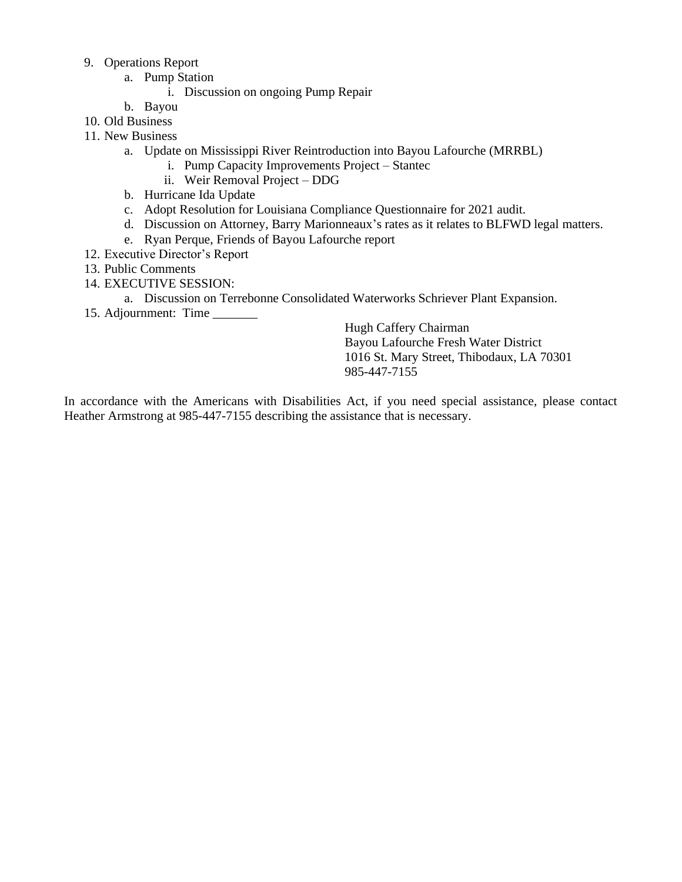9. Operations Report
    a. Pump Station
        i. Discussion on ongoing Pump Repair
    b. Bayou
10. Old Business
11. New Business
    a. Update on Mississippi River Reintroduction into Bayou Lafourche (MRRBL)
        i. Pump Capacity Improvements Project – Stantec
        ii. Weir Removal Project – DDG
    b. Hurricane Ida Update
    c. Adopt Resolution for Louisiana Compliance Questionnaire for 2021 audit.
    d. Discussion on Attorney, Barry Marionneaux's rates as it relates to BLFWD legal matters.
    e. Ryan Perque, Friends of Bayou Lafourche report
12. Executive Director's Report
13. Public Comments
14. EXECUTIVE SESSION:
    a. Discussion on Terrebonne Consolidated Waterworks Schriever Plant Expansion.
15. Adjournment: Time _______

Hugh Caffery Chairman
Bayou Lafourche Fresh Water District
1016 St. Mary Street, Thibodaux, LA 70301
985-447-7155

In accordance with the Americans with Disabilities Act, if you need special assistance, please contact Heather Armstrong at 985-447-7155 describing the assistance that is necessary.